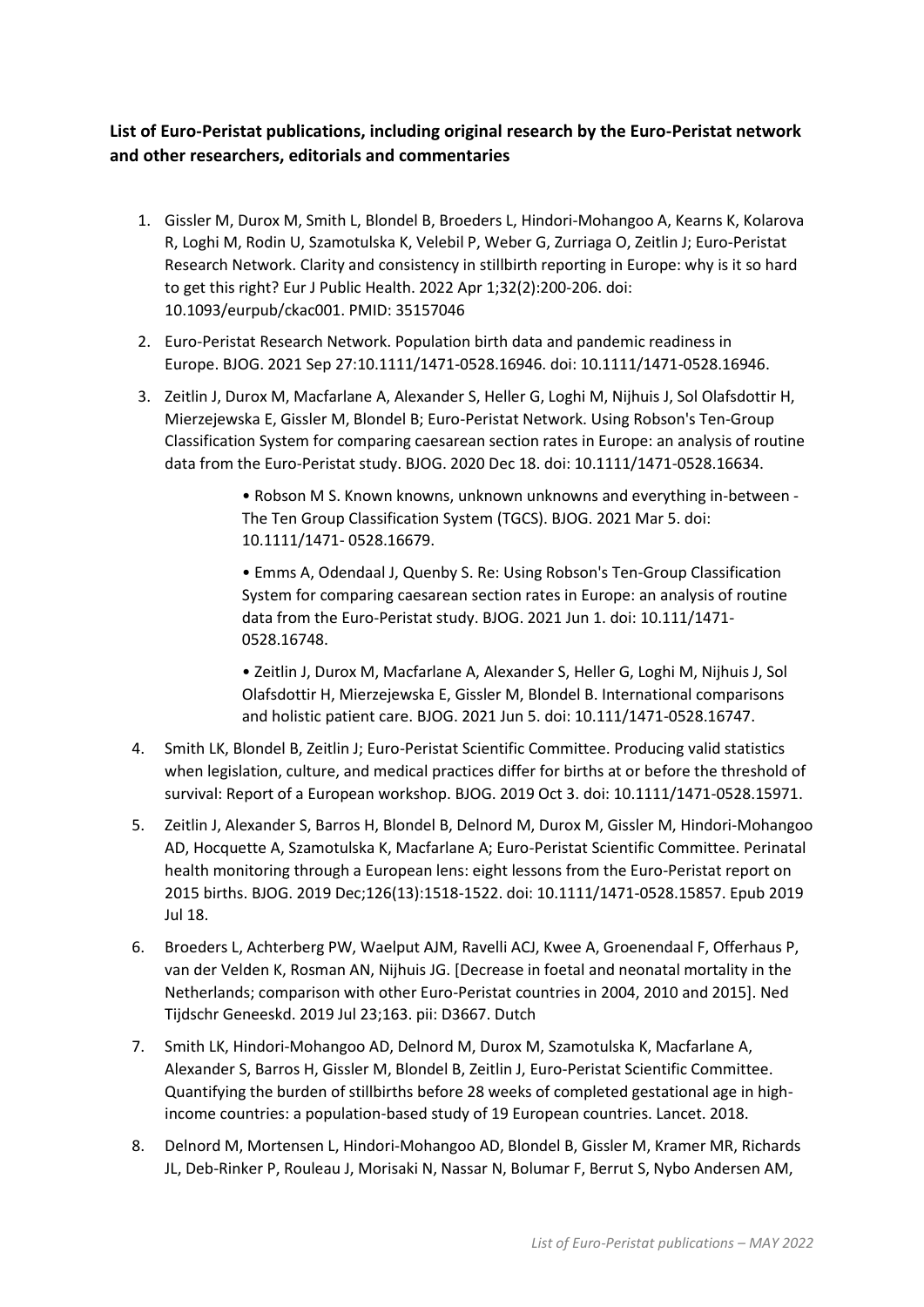**List of Euro-Peristat publications, including original research by the Euro-Peristat network and other researchers, editorials and commentaries**

1. Gissler M, Durox M, Smith L, Blondel B, Broeders L, Hindori-Mohangoo A, Kearns K, Kolarova R, Loghi M, Rodin U, Szamotulska K, Velebil P, Weber G, Zurriaga O, Zeitlin J; Euro-Peristat Research Network. Clarity and consistency in stillbirth reporting in Europe: why is it so hard to get this right? Eur J Public Health. 2022 Apr 1;32(2):200-206. doi: 10.1093/eurpub/ckac001. PMID: 35157046

2. Euro-Peristat Research Network. Population birth data and pandemic readiness in Europe. BJOG. 2021 Sep 27:10.1111/1471-0528.16946. doi: 10.1111/1471-0528.16946.

3. Zeitlin J, Durox M, Macfarlane A, Alexander S, Heller G, Loghi M, Nijhuis J, Sol Olafsdottir H, Mierzejewska E, Gissler M, Blondel B; Euro-Peristat Network. Using Robson's Ten-Group Classification System for comparing caesarean section rates in Europe: an analysis of routine data from the Euro-Peristat study. BJOG. 2020 Dec 18. doi: 10.1111/1471-0528.16634.

    • Robson M S. Known knowns, unknown unknowns and everything in-between - The Ten Group Classification System (TGCS). BJOG. 2021 Mar 5. doi: 10.1111/1471- 0528.16679.

    • Emms A, Odendaal J, Quenby S. Re: Using Robson's Ten-Group Classification System for comparing caesarean section rates in Europe: an analysis of routine data from the Euro-Peristat study. BJOG. 2021 Jun 1. doi: 10.111/1471-0528.16748.

    • Zeitlin J, Durox M, Macfarlane A, Alexander S, Heller G, Loghi M, Nijhuis J, Sol Olafsdottir H, Mierzejewska E, Gissler M, Blondel B. International comparisons and holistic patient care. BJOG. 2021 Jun 5. doi: 10.111/1471-0528.16747.

4. Smith LK, Blondel B, Zeitlin J; Euro-Peristat Scientific Committee. Producing valid statistics when legislation, culture, and medical practices differ for births at or before the threshold of survival: Report of a European workshop. BJOG. 2019 Oct 3. doi: 10.1111/1471-0528.15971.

5. Zeitlin J, Alexander S, Barros H, Blondel B, Delnord M, Durox M, Gissler M, Hindori-Mohangoo AD, Hocquette A, Szamotulska K, Macfarlane A; Euro-Peristat Scientific Committee. Perinatal health monitoring through a European lens: eight lessons from the Euro-Peristat report on 2015 births. BJOG. 2019 Dec;126(13):1518-1522. doi: 10.1111/1471-0528.15857. Epub 2019 Jul 18.

6. Broeders L, Achterberg PW, Waelput AJM, Ravelli ACJ, Kwee A, Groenendaal F, Offerhaus P, van der Velden K, Rosman AN, Nijhuis JG. [Decrease in foetal and neonatal mortality in the Netherlands; comparison with other Euro-Peristat countries in 2004, 2010 and 2015]. Ned Tijdschr Geneeskd. 2019 Jul 23;163. pii: D3667. Dutch

7. Smith LK, Hindori-Mohangoo AD, Delnord M, Durox M, Szamotulska K, Macfarlane A, Alexander S, Barros H, Gissler M, Blondel B, Zeitlin J, Euro-Peristat Scientific Committee. Quantifying the burden of stillbirths before 28 weeks of completed gestational age in high-income countries: a population-based study of 19 European countries. Lancet. 2018.

8. Delnord M, Mortensen L, Hindori-Mohangoo AD, Blondel B, Gissler M, Kramer MR, Richards JL, Deb-Rinker P, Rouleau J, Morisaki N, Nassar N, Bolumar F, Berrut S, Nybo Andersen AM,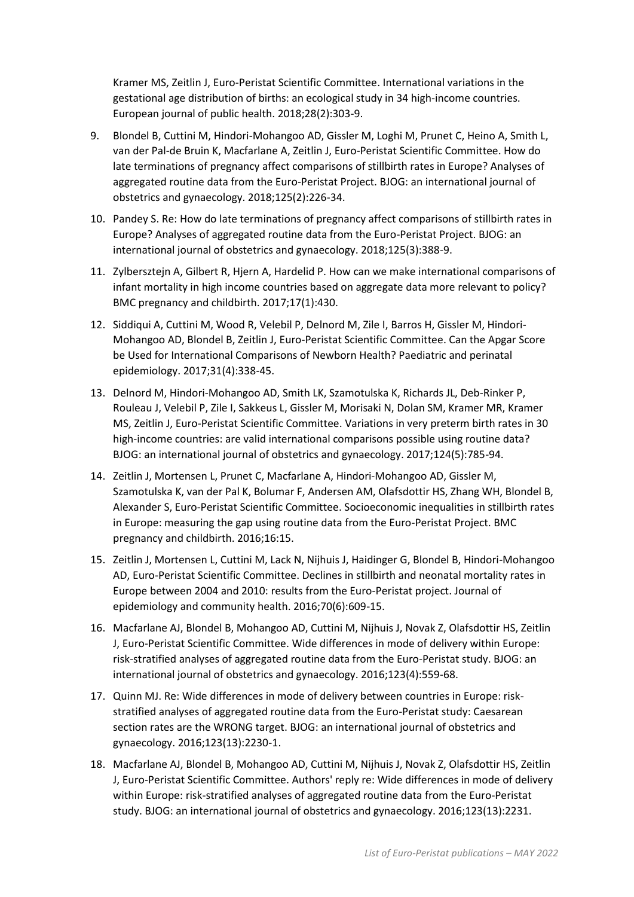Kramer MS, Zeitlin J, Euro-Peristat Scientific Committee. International variations in the gestational age distribution of births: an ecological study in 34 high-income countries. European journal of public health. 2018;28(2):303-9.

9. Blondel B, Cuttini M, Hindori-Mohangoo AD, Gissler M, Loghi M, Prunet C, Heino A, Smith L, van der Pal-de Bruin K, Macfarlane A, Zeitlin J, Euro-Peristat Scientific Committee. How do late terminations of pregnancy affect comparisons of stillbirth rates in Europe? Analyses of aggregated routine data from the Euro-Peristat Project. BJOG: an international journal of obstetrics and gynaecology. 2018;125(2):226-34.
10. Pandey S. Re: How do late terminations of pregnancy affect comparisons of stillbirth rates in Europe? Analyses of aggregated routine data from the Euro-Peristat Project. BJOG: an international journal of obstetrics and gynaecology. 2018;125(3):388-9.
11. Zylbersztejn A, Gilbert R, Hjern A, Hardelid P. How can we make international comparisons of infant mortality in high income countries based on aggregate data more relevant to policy? BMC pregnancy and childbirth. 2017;17(1):430.
12. Siddiqui A, Cuttini M, Wood R, Velebil P, Delnord M, Zile I, Barros H, Gissler M, Hindori-Mohangoo AD, Blondel B, Zeitlin J, Euro-Peristat Scientific Committee. Can the Apgar Score be Used for International Comparisons of Newborn Health? Paediatric and perinatal epidemiology. 2017;31(4):338-45.
13. Delnord M, Hindori-Mohangoo AD, Smith LK, Szamotulska K, Richards JL, Deb-Rinker P, Rouleau J, Velebil P, Zile I, Sakkeus L, Gissler M, Morisaki N, Dolan SM, Kramer MR, Kramer MS, Zeitlin J, Euro-Peristat Scientific Committee. Variations in very preterm birth rates in 30 high-income countries: are valid international comparisons possible using routine data? BJOG: an international journal of obstetrics and gynaecology. 2017;124(5):785-94.
14. Zeitlin J, Mortensen L, Prunet C, Macfarlane A, Hindori-Mohangoo AD, Gissler M, Szamotulska K, van der Pal K, Bolumar F, Andersen AM, Olafsdottir HS, Zhang WH, Blondel B, Alexander S, Euro-Peristat Scientific Committee. Socioeconomic inequalities in stillbirth rates in Europe: measuring the gap using routine data from the Euro-Peristat Project. BMC pregnancy and childbirth. 2016;16:15.
15. Zeitlin J, Mortensen L, Cuttini M, Lack N, Nijhuis J, Haidinger G, Blondel B, Hindori-Mohangoo AD, Euro-Peristat Scientific Committee. Declines in stillbirth and neonatal mortality rates in Europe between 2004 and 2010: results from the Euro-Peristat project. Journal of epidemiology and community health. 2016;70(6):609-15.
16. Macfarlane AJ, Blondel B, Mohangoo AD, Cuttini M, Nijhuis J, Novak Z, Olafsdottir HS, Zeitlin J, Euro-Peristat Scientific Committee. Wide differences in mode of delivery within Europe: risk-stratified analyses of aggregated routine data from the Euro-Peristat study. BJOG: an international journal of obstetrics and gynaecology. 2016;123(4):559-68.
17. Quinn MJ. Re: Wide differences in mode of delivery between countries in Europe: risk-stratified analyses of aggregated routine data from the Euro-Peristat study: Caesarean section rates are the WRONG target. BJOG: an international journal of obstetrics and gynaecology. 2016;123(13):2230-1.
18. Macfarlane AJ, Blondel B, Mohangoo AD, Cuttini M, Nijhuis J, Novak Z, Olafsdottir HS, Zeitlin J, Euro-Peristat Scientific Committee. Authors' reply re: Wide differences in mode of delivery within Europe: risk-stratified analyses of aggregated routine data from the Euro-Peristat study. BJOG: an international journal of obstetrics and gynaecology. 2016;123(13):2231.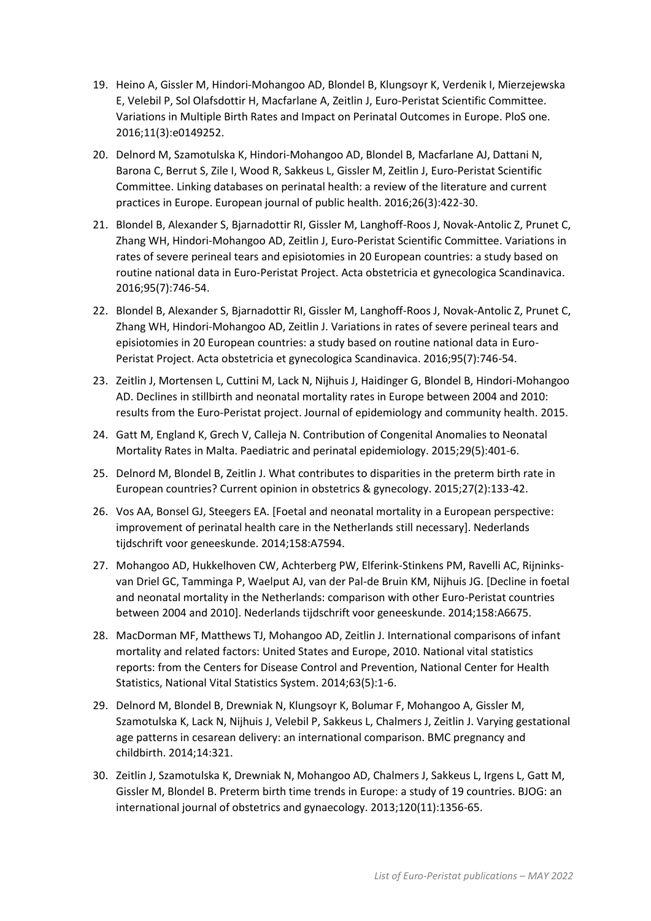19. Heino A, Gissler M, Hindori-Mohangoo AD, Blondel B, Klungsoyr K, Verdenik I, Mierzejewska E, Velebil P, Sol Olafsdottir H, Macfarlane A, Zeitlin J, Euro-Peristat Scientific Committee. Variations in Multiple Birth Rates and Impact on Perinatal Outcomes in Europe. PloS one. 2016;11(3):e0149252.

20. Delnord M, Szamotulska K, Hindori-Mohangoo AD, Blondel B, Macfarlane AJ, Dattani N, Barona C, Berrut S, Zile I, Wood R, Sakkeus L, Gissler M, Zeitlin J, Euro-Peristat Scientific Committee. Linking databases on perinatal health: a review of the literature and current practices in Europe. European journal of public health. 2016;26(3):422-30.

21. Blondel B, Alexander S, Bjarnadottir RI, Gissler M, Langhoff-Roos J, Novak-Antolic Z, Prunet C, Zhang WH, Hindori-Mohangoo AD, Zeitlin J, Euro-Peristat Scientific Committee. Variations in rates of severe perineal tears and episiotomies in 20 European countries: a study based on routine national data in Euro-Peristat Project. Acta obstetricia et gynecologica Scandinavica. 2016;95(7):746-54.

22. Blondel B, Alexander S, Bjarnadottir RI, Gissler M, Langhoff-Roos J, Novak-Antolic Z, Prunet C, Zhang WH, Hindori-Mohangoo AD, Zeitlin J. Variations in rates of severe perineal tears and episiotomies in 20 European countries: a study based on routine national data in Euro-Peristat Project. Acta obstetricia et gynecologica Scandinavica. 2016;95(7):746-54.

23. Zeitlin J, Mortensen L, Cuttini M, Lack N, Nijhuis J, Haidinger G, Blondel B, Hindori-Mohangoo AD. Declines in stillbirth and neonatal mortality rates in Europe between 2004 and 2010: results from the Euro-Peristat project. Journal of epidemiology and community health. 2015.

24. Gatt M, England K, Grech V, Calleja N. Contribution of Congenital Anomalies to Neonatal Mortality Rates in Malta. Paediatric and perinatal epidemiology. 2015;29(5):401-6.

25. Delnord M, Blondel B, Zeitlin J. What contributes to disparities in the preterm birth rate in European countries? Current opinion in obstetrics & gynecology. 2015;27(2):133-42.

26. Vos AA, Bonsel GJ, Steegers EA. [Foetal and neonatal mortality in a European perspective: improvement of perinatal health care in the Netherlands still necessary]. Nederlands tijdschrift voor geneeskunde. 2014;158:A7594.

27. Mohangoo AD, Hukkelhoven CW, Achterberg PW, Elferink-Stinkens PM, Ravelli AC, Rijninks-van Driel GC, Tamminga P, Waelput AJ, van der Pal-de Bruin KM, Nijhuis JG. [Decline in foetal and neonatal mortality in the Netherlands: comparison with other Euro-Peristat countries between 2004 and 2010]. Nederlands tijdschrift voor geneeskunde. 2014;158:A6675.

28. MacDorman MF, Matthews TJ, Mohangoo AD, Zeitlin J. International comparisons of infant mortality and related factors: United States and Europe, 2010. National vital statistics reports: from the Centers for Disease Control and Prevention, National Center for Health Statistics, National Vital Statistics System. 2014;63(5):1-6.

29. Delnord M, Blondel B, Drewniak N, Klungsoyr K, Bolumar F, Mohangoo A, Gissler M, Szamotulska K, Lack N, Nijhuis J, Velebil P, Sakkeus L, Chalmers J, Zeitlin J. Varying gestational age patterns in cesarean delivery: an international comparison. BMC pregnancy and childbirth. 2014;14:321.

30. Zeitlin J, Szamotulska K, Drewniak N, Mohangoo AD, Chalmers J, Sakkeus L, Irgens L, Gatt M, Gissler M, Blondel B. Preterm birth time trends in Europe: a study of 19 countries. BJOG: an international journal of obstetrics and gynaecology. 2013;120(11):1356-65.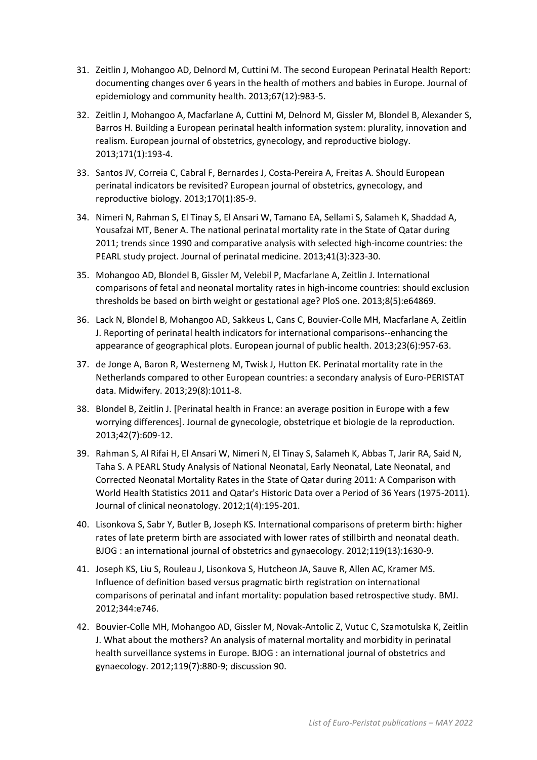31. Zeitlin J, Mohangoo AD, Delnord M, Cuttini M. The second European Perinatal Health Report: documenting changes over 6 years in the health of mothers and babies in Europe. Journal of epidemiology and community health. 2013;67(12):983-5.
32. Zeitlin J, Mohangoo A, Macfarlane A, Cuttini M, Delnord M, Gissler M, Blondel B, Alexander S, Barros H. Building a European perinatal health information system: plurality, innovation and realism. European journal of obstetrics, gynecology, and reproductive biology. 2013;171(1):193-4.
33. Santos JV, Correia C, Cabral F, Bernardes J, Costa-Pereira A, Freitas A. Should European perinatal indicators be revisited? European journal of obstetrics, gynecology, and reproductive biology. 2013;170(1):85-9.
34. Nimeri N, Rahman S, El Tinay S, El Ansari W, Tamano EA, Sellami S, Salameh K, Shaddad A, Yousafzai MT, Bener A. The national perinatal mortality rate in the State of Qatar during 2011; trends since 1990 and comparative analysis with selected high-income countries: the PEARL study project. Journal of perinatal medicine. 2013;41(3):323-30.
35. Mohangoo AD, Blondel B, Gissler M, Velebil P, Macfarlane A, Zeitlin J. International comparisons of fetal and neonatal mortality rates in high-income countries: should exclusion thresholds be based on birth weight or gestational age? PloS one. 2013;8(5):e64869.
36. Lack N, Blondel B, Mohangoo AD, Sakkeus L, Cans C, Bouvier-Colle MH, Macfarlane A, Zeitlin J. Reporting of perinatal health indicators for international comparisons--enhancing the appearance of geographical plots. European journal of public health. 2013;23(6):957-63.
37. de Jonge A, Baron R, Westerneng M, Twisk J, Hutton EK. Perinatal mortality rate in the Netherlands compared to other European countries: a secondary analysis of Euro-PERISTAT data. Midwifery. 2013;29(8):1011-8.
38. Blondel B, Zeitlin J. [Perinatal health in France: an average position in Europe with a few worrying differences]. Journal de gynecologie, obstetrique et biologie de la reproduction. 2013;42(7):609-12.
39. Rahman S, Al Rifai H, El Ansari W, Nimeri N, El Tinay S, Salameh K, Abbas T, Jarir RA, Said N, Taha S. A PEARL Study Analysis of National Neonatal, Early Neonatal, Late Neonatal, and Corrected Neonatal Mortality Rates in the State of Qatar during 2011: A Comparison with World Health Statistics 2011 and Qatar's Historic Data over a Period of 36 Years (1975-2011). Journal of clinical neonatology. 2012;1(4):195-201.
40. Lisonkova S, Sabr Y, Butler B, Joseph KS. International comparisons of preterm birth: higher rates of late preterm birth are associated with lower rates of stillbirth and neonatal death. BJOG : an international journal of obstetrics and gynaecology. 2012;119(13):1630-9.
41. Joseph KS, Liu S, Rouleau J, Lisonkova S, Hutcheon JA, Sauve R, Allen AC, Kramer MS. Influence of definition based versus pragmatic birth registration on international comparisons of perinatal and infant mortality: population based retrospective study. BMJ. 2012;344:e746.
42. Bouvier-Colle MH, Mohangoo AD, Gissler M, Novak-Antolic Z, Vutuc C, Szamotulska K, Zeitlin J. What about the mothers? An analysis of maternal mortality and morbidity in perinatal health surveillance systems in Europe. BJOG : an international journal of obstetrics and gynaecology. 2012;119(7):880-9; discussion 90.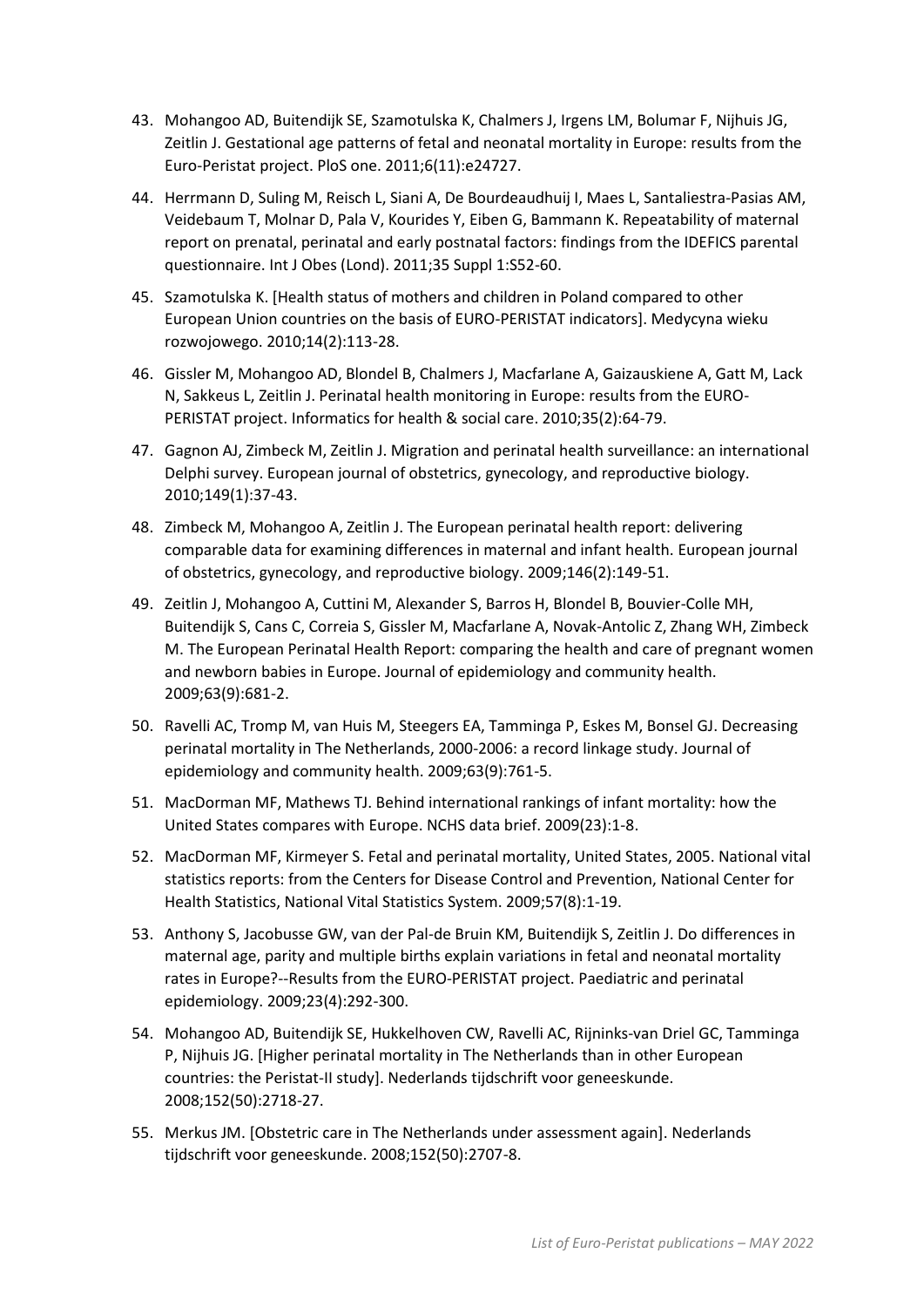43. Mohangoo AD, Buitendijk SE, Szamotulska K, Chalmers J, Irgens LM, Bolumar F, Nijhuis JG, Zeitlin J. Gestational age patterns of fetal and neonatal mortality in Europe: results from the Euro-Peristat project. PloS one. 2011;6(11):e24727.
44. Herrmann D, Suling M, Reisch L, Siani A, De Bourdeaudhuij I, Maes L, Santaliestra-Pasias AM, Veidebaum T, Molnar D, Pala V, Kourides Y, Eiben G, Bammann K. Repeatability of maternal report on prenatal, perinatal and early postnatal factors: findings from the IDEFICS parental questionnaire. Int J Obes (Lond). 2011;35 Suppl 1:S52-60.
45. Szamotulska K. [Health status of mothers and children in Poland compared to other European Union countries on the basis of EURO-PERISTAT indicators]. Medycyna wieku rozwojowego. 2010;14(2):113-28.
46. Gissler M, Mohangoo AD, Blondel B, Chalmers J, Macfarlane A, Gaizauskiene A, Gatt M, Lack N, Sakkeus L, Zeitlin J. Perinatal health monitoring in Europe: results from the EURO-PERISTAT project. Informatics for health & social care. 2010;35(2):64-79.
47. Gagnon AJ, Zimbeck M, Zeitlin J. Migration and perinatal health surveillance: an international Delphi survey. European journal of obstetrics, gynecology, and reproductive biology. 2010;149(1):37-43.
48. Zimbeck M, Mohangoo A, Zeitlin J. The European perinatal health report: delivering comparable data for examining differences in maternal and infant health. European journal of obstetrics, gynecology, and reproductive biology. 2009;146(2):149-51.
49. Zeitlin J, Mohangoo A, Cuttini M, Alexander S, Barros H, Blondel B, Bouvier-Colle MH, Buitendijk S, Cans C, Correia S, Gissler M, Macfarlane A, Novak-Antolic Z, Zhang WH, Zimbeck M. The European Perinatal Health Report: comparing the health and care of pregnant women and newborn babies in Europe. Journal of epidemiology and community health. 2009;63(9):681-2.
50. Ravelli AC, Tromp M, van Huis M, Steegers EA, Tamminga P, Eskes M, Bonsel GJ. Decreasing perinatal mortality in The Netherlands, 2000-2006: a record linkage study. Journal of epidemiology and community health. 2009;63(9):761-5.
51. MacDorman MF, Mathews TJ. Behind international rankings of infant mortality: how the United States compares with Europe. NCHS data brief. 2009(23):1-8.
52. MacDorman MF, Kirmeyer S. Fetal and perinatal mortality, United States, 2005. National vital statistics reports: from the Centers for Disease Control and Prevention, National Center for Health Statistics, National Vital Statistics System. 2009;57(8):1-19.
53. Anthony S, Jacobusse GW, van der Pal-de Bruin KM, Buitendijk S, Zeitlin J. Do differences in maternal age, parity and multiple births explain variations in fetal and neonatal mortality rates in Europe?--Results from the EURO-PERISTAT project. Paediatric and perinatal epidemiology. 2009;23(4):292-300.
54. Mohangoo AD, Buitendijk SE, Hukkelhoven CW, Ravelli AC, Rijninks-van Driel GC, Tamminga P, Nijhuis JG. [Higher perinatal mortality in The Netherlands than in other European countries: the Peristat-II study]. Nederlands tijdschrift voor geneeskunde. 2008;152(50):2718-27.
55. Merkus JM. [Obstetric care in The Netherlands under assessment again]. Nederlands tijdschrift voor geneeskunde. 2008;152(50):2707-8.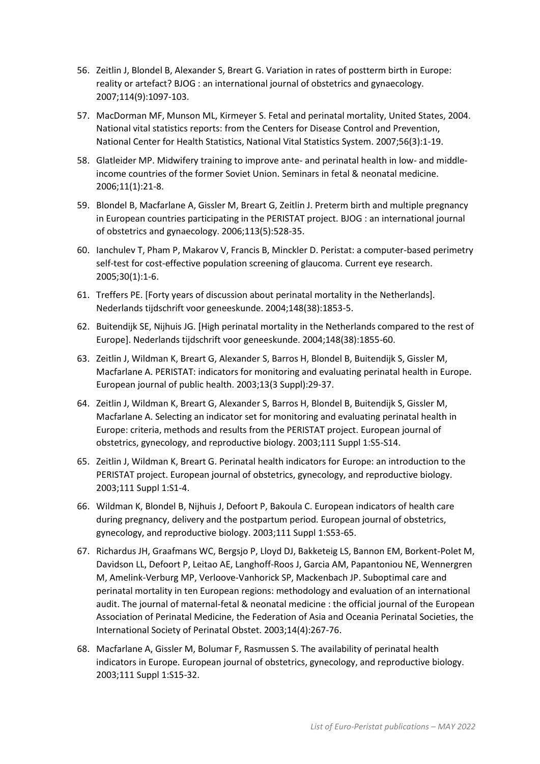56. Zeitlin J, Blondel B, Alexander S, Breart G. Variation in rates of postterm birth in Europe: reality or artefact? BJOG : an international journal of obstetrics and gynaecology. 2007;114(9):1097-103.
57. MacDorman MF, Munson ML, Kirmeyer S. Fetal and perinatal mortality, United States, 2004. National vital statistics reports: from the Centers for Disease Control and Prevention, National Center for Health Statistics, National Vital Statistics System. 2007;56(3):1-19.
58. Glatleider MP. Midwifery training to improve ante- and perinatal health in low- and middle-income countries of the former Soviet Union. Seminars in fetal & neonatal medicine. 2006;11(1):21-8.
59. Blondel B, Macfarlane A, Gissler M, Breart G, Zeitlin J. Preterm birth and multiple pregnancy in European countries participating in the PERISTAT project. BJOG : an international journal of obstetrics and gynaecology. 2006;113(5):528-35.
60. Ianchulev T, Pham P, Makarov V, Francis B, Minckler D. Peristat: a computer-based perimetry self-test for cost-effective population screening of glaucoma. Current eye research. 2005;30(1):1-6.
61. Treffers PE. [Forty years of discussion about perinatal mortality in the Netherlands]. Nederlands tijdschrift voor geneeskunde. 2004;148(38):1853-5.
62. Buitendijk SE, Nijhuis JG. [High perinatal mortality in the Netherlands compared to the rest of Europe]. Nederlands tijdschrift voor geneeskunde. 2004;148(38):1855-60.
63. Zeitlin J, Wildman K, Breart G, Alexander S, Barros H, Blondel B, Buitendijk S, Gissler M, Macfarlane A. PERISTAT: indicators for monitoring and evaluating perinatal health in Europe. European journal of public health. 2003;13(3 Suppl):29-37.
64. Zeitlin J, Wildman K, Breart G, Alexander S, Barros H, Blondel B, Buitendijk S, Gissler M, Macfarlane A. Selecting an indicator set for monitoring and evaluating perinatal health in Europe: criteria, methods and results from the PERISTAT project. European journal of obstetrics, gynecology, and reproductive biology. 2003;111 Suppl 1:S5-S14.
65. Zeitlin J, Wildman K, Breart G. Perinatal health indicators for Europe: an introduction to the PERISTAT project. European journal of obstetrics, gynecology, and reproductive biology. 2003;111 Suppl 1:S1-4.
66. Wildman K, Blondel B, Nijhuis J, Defoort P, Bakoula C. European indicators of health care during pregnancy, delivery and the postpartum period. European journal of obstetrics, gynecology, and reproductive biology. 2003;111 Suppl 1:S53-65.
67. Richardus JH, Graafmans WC, Bergsjo P, Lloyd DJ, Bakketeig LS, Bannon EM, Borkent-Polet M, Davidson LL, Defoort P, Leitao AE, Langhoff-Roos J, Garcia AM, Papantoniou NE, Wennergren M, Amelink-Verburg MP, Verloove-Vanhorick SP, Mackenbach JP. Suboptimal care and perinatal mortality in ten European regions: methodology and evaluation of an international audit. The journal of maternal-fetal & neonatal medicine : the official journal of the European Association of Perinatal Medicine, the Federation of Asia and Oceania Perinatal Societies, the International Society of Perinatal Obstet. 2003;14(4):267-76.
68. Macfarlane A, Gissler M, Bolumar F, Rasmussen S. The availability of perinatal health indicators in Europe. European journal of obstetrics, gynecology, and reproductive biology. 2003;111 Suppl 1:S15-32.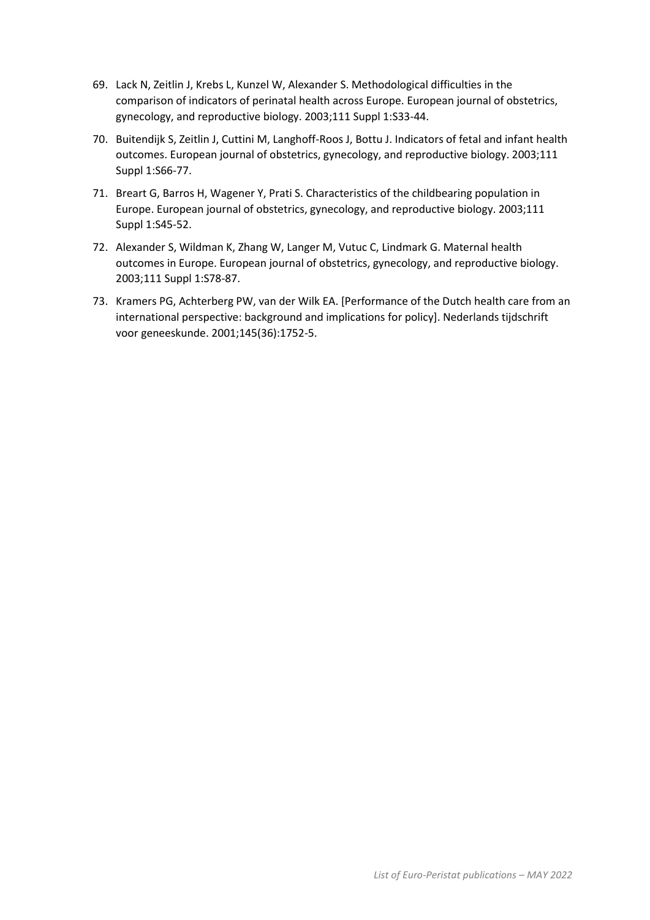69. Lack N, Zeitlin J, Krebs L, Kunzel W, Alexander S. Methodological difficulties in the comparison of indicators of perinatal health across Europe. European journal of obstetrics, gynecology, and reproductive biology. 2003;111 Suppl 1:S33-44.
70. Buitendijk S, Zeitlin J, Cuttini M, Langhoff-Roos J, Bottu J. Indicators of fetal and infant health outcomes. European journal of obstetrics, gynecology, and reproductive biology. 2003;111 Suppl 1:S66-77.
71. Breart G, Barros H, Wagener Y, Prati S. Characteristics of the childbearing population in Europe. European journal of obstetrics, gynecology, and reproductive biology. 2003;111 Suppl 1:S45-52.
72. Alexander S, Wildman K, Zhang W, Langer M, Vutuc C, Lindmark G. Maternal health outcomes in Europe. European journal of obstetrics, gynecology, and reproductive biology. 2003;111 Suppl 1:S78-87.
73. Kramers PG, Achterberg PW, van der Wilk EA. [Performance of the Dutch health care from an international perspective: background and implications for policy]. Nederlands tijdschrift voor geneeskunde. 2001;145(36):1752-5.